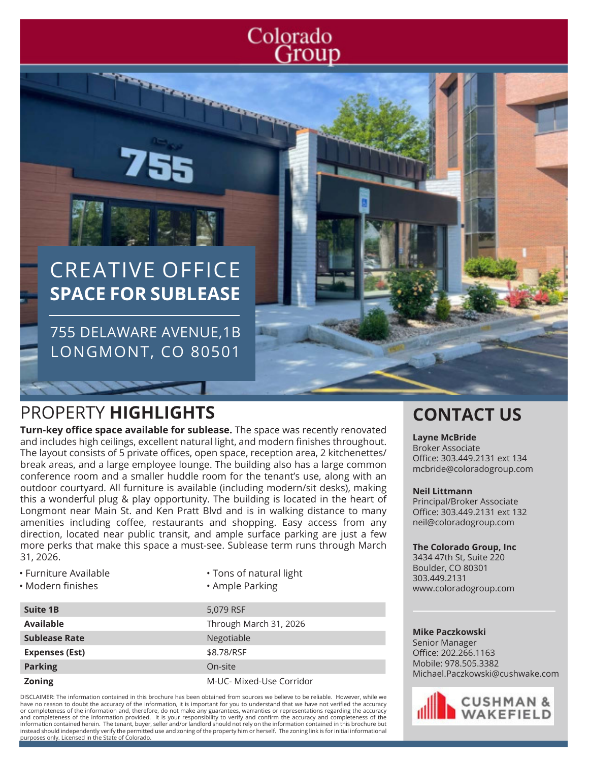Colorado Group

# CREATIVE OFFICE **SPACE FOR SUBLEASE**

755 DELAWARE AVENUE,1B
LONGMONT, CO 80501

## PROPERTY **HIGHLIGHTS**

**Turn-key office space available for sublease.** The space was recently renovated and includes high ceilings, excellent natural light, and modern finishes throughout. The layout consists of 5 private offices, open space, reception area, 2 kitchenettes/ break areas, and a large employee lounge. The building also has a large common conference room and a smaller huddle room for the tenant's use, along with an outdoor courtyard. All furniture is available (including modern/sit desks), making this a wonderful plug & play opportunity. The building is located in the heart of Longmont near Main St. and Ken Pratt Blvd and is in walking distance to many amenities including coffee, restaurants and shopping. Easy access from any direction, located near public transit, and ample surface parking are just a few more perks that make this space a must-see. Sublease term runs through March 31, 2026.

- Furniture Available
- Modern finishes
- Tons of natural light
- Ample Parking

| | |
|---|---|
| **Suite 1B** | 5,079 RSF |
| **Available** | Through March 31, 2026 |
| **Sublease Rate** | Negotiable |
| **Expenses (Est)** | $8.78/RSF |
| **Parking** | On-site |
| **Zoning** | M-UC- Mixed-Use Corridor |

DISCLAIMER: The information contained in this brochure has been obtained from sources we believe to be reliable. However, while we have no reason to doubt the accuracy of the information, it is important for you to understand that we have not verified the accuracy or completeness of the information and, therefore, do not make any guarantees, warranties or representations regarding the accuracy and completeness of the information provided. It is your responsibility to verify and confirm the accuracy and completeness of the information contained herein. The tenant, buyer, seller and/or landlord should not rely on the information contained in this brochure but instead should independently verify the permitted use and zoning of the property him or herself. The zoning link is for initial informational purposes only. Licensed in the State of Colorado.

## CONTACT US

**Layne McBride**
Broker Associate
Office: 303.449.2131 ext 134
mcbride@coloradogroup.com

**Neil Littmann**
Principal/Broker Associate
Office: 303.449.2131 ext 132
neil@coloradogroup.com

**The Colorado Group, Inc**
3434 47th St, Suite 220
Boulder, CO 80301
303.449.2131
www.coloradogroup.com

**Mike Paczkowski**
Senior Manager
Office: 202.266.1163
Mobile: 978.505.3382
Michael.Paczkowski@cushwake.com

CUSHMAN & WAKEFIELD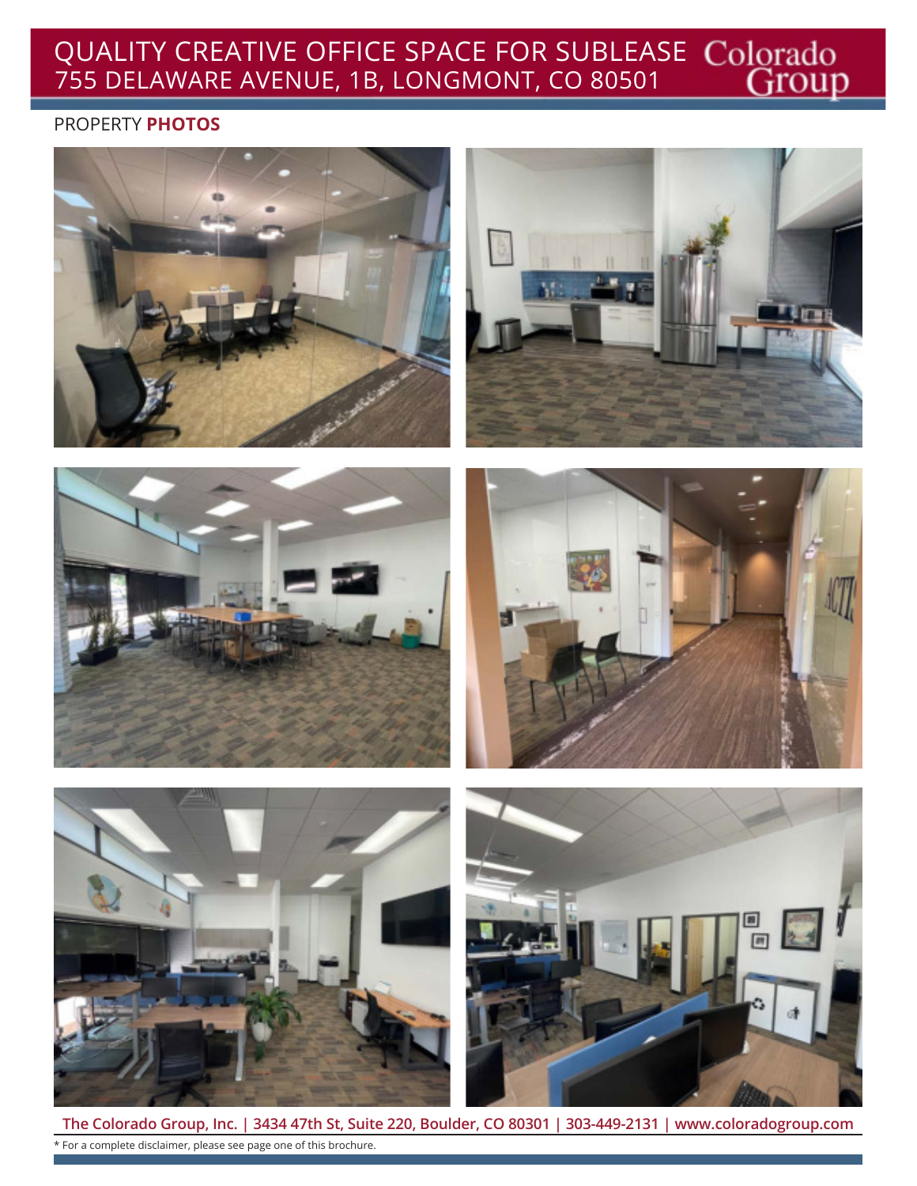# QUALITY CREATIVE OFFICE SPACE FOR SUBLEASE
## 755 DELAWARE AVENUE, 1B, LONGMONT, CO 80501

Colorado Group

PROPERTY **PHOTOS**

**The Colorado Group, Inc. | 3434 47th St, Suite 220, Boulder, CO 80301 | 303-449-2131 | www.coloradogroup.com**

* For a complete disclaimer, please see page one of this brochure.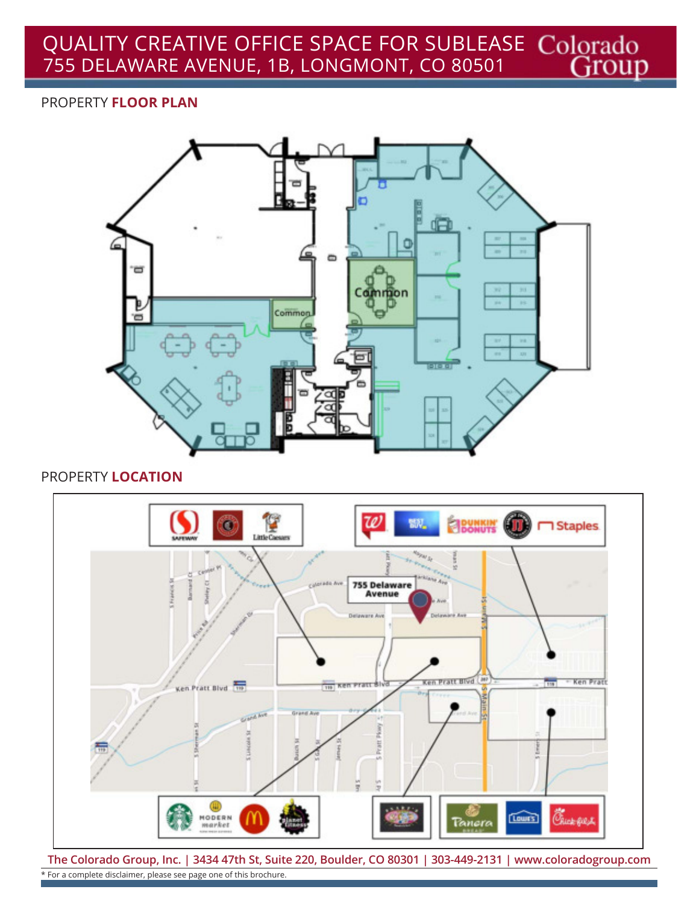# QUALITY CREATIVE OFFICE SPACE FOR SUBLEASE
755 DELAWARE AVENUE, 1B, LONGMONT, CO 80501

Colorado Group

## PROPERTY FLOOR PLAN

Common

Common

## PROPERTY LOCATION

755 Delaware Avenue

Delaware Ave

Ken Pratt Blvd

Grand Ave

S Main St

The Colorado Group, Inc. | 3434 47th St, Suite 220, Boulder, CO 80301 | 303-449-2131 | www.coloradogroup.com

* For a complete disclaimer, please see page one of this brochure.